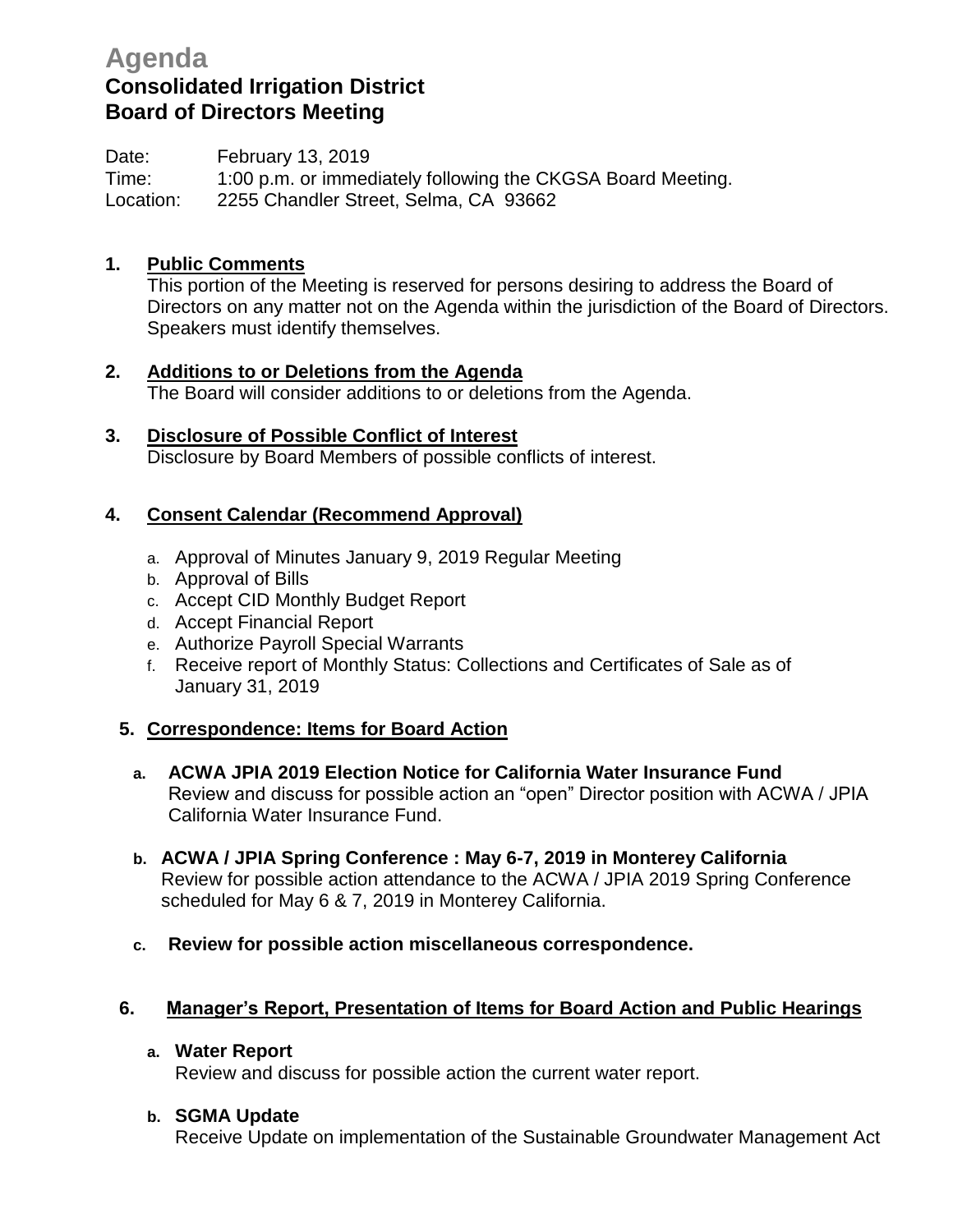# Agenda

## Consolidated Irrigation District
## Board of Directors Meeting

Date: February 13, 2019
Time: 1:00 p.m. or immediately following the CKGSA Board Meeting.
Location: 2255 Chandler Street, Selma, CA 93662

**1. Public Comments**
This portion of the Meeting is reserved for persons desiring to address the Board of Directors on any matter not on the Agenda within the jurisdiction of the Board of Directors. Speakers must identify themselves.

**2. Additions to or Deletions from the Agenda**
The Board will consider additions to or deletions from the Agenda.

**3. Disclosure of Possible Conflict of Interest**
Disclosure by Board Members of possible conflicts of interest.

**4. Consent Calendar (Recommend Approval)**

a. Approval of Minutes January 9, 2019 Regular Meeting
b. Approval of Bills
c. Accept CID Monthly Budget Report
d. Accept Financial Report
e. Authorize Payroll Special Warrants
f. Receive report of Monthly Status: Collections and Certificates of Sale as of January 31, 2019

**5. Correspondence: Items for Board Action**

**a. ACWA JPIA 2019 Election Notice for California Water Insurance Fund**
Review and discuss for possible action an "open" Director position with ACWA / JPIA California Water Insurance Fund.

**b. ACWA / JPIA Spring Conference : May 6-7, 2019 in Monterey California**
Review for possible action attendance to the ACWA / JPIA 2019 Spring Conference scheduled for May 6 & 7, 2019 in Monterey California.

**c. Review for possible action miscellaneous correspondence.**

**6. Manager's Report, Presentation of Items for Board Action and Public Hearings**

**a. Water Report**
Review and discuss for possible action the current water report.

**b. SGMA Update**
Receive Update on implementation of the Sustainable Groundwater Management Act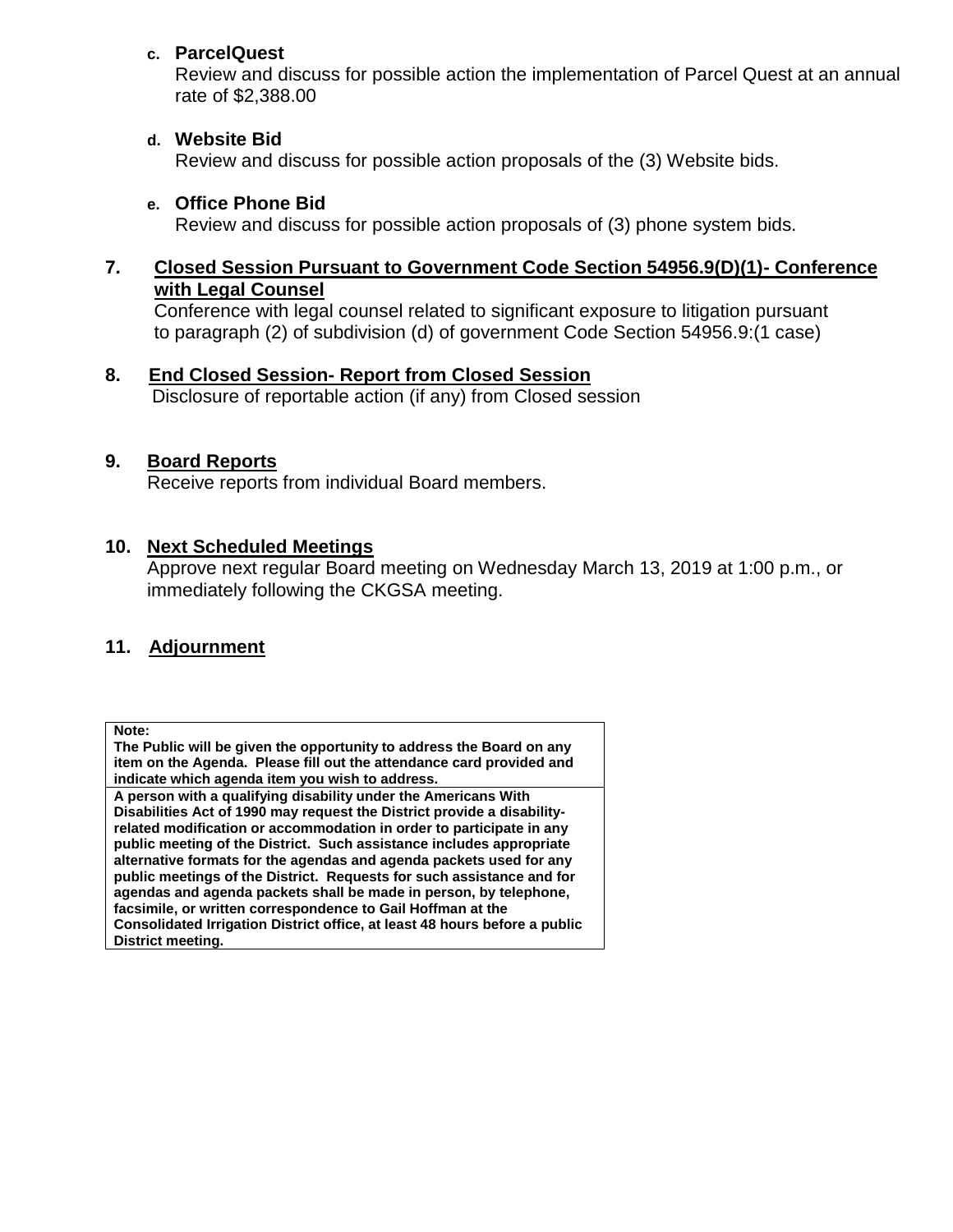c. **ParcelQuest**
   Review and discuss for possible action the implementation of Parcel Quest at an annual rate of $2,388.00

d. **Website Bid**
   Review and discuss for possible action proposals of the (3) Website bids.

e. **Office Phone Bid**
   Review and discuss for possible action proposals of (3) phone system bids.

**7. <u>Closed Session Pursuant to Government Code Section 54956.9(D)(1)- Conference with Legal Counsel</u>**

Conference with legal counsel related to significant exposure to litigation pursuant to paragraph (2) of subdivision (d) of government Code Section 54956.9:(1 case)

**8. <u>End Closed Session- Report from Closed Session</u>**

Disclosure of reportable action (if any) from Closed session

**9. <u>Board Reports</u>**

Receive reports from individual Board members.

**10. <u>Next Scheduled Meetings</u>**

Approve next regular Board meeting on Wednesday March 13, 2019 at 1:00 p.m., or immediately following the CKGSA meeting.

**11. <u>Adjournment</u>**

| |
|---|
| **Note:** **The Public will be given the opportunity to address the Board on any item on the Agenda. Please fill out the attendance card provided and indicate which agenda item you wish to address.** |
| **A person with a qualifying disability under the Americans With Disabilities Act of 1990 may request the District provide a disability-related modification or accommodation in order to participate in any public meeting of the District. Such assistance includes appropriate alternative formats for the agendas and agenda packets used for any public meetings of the District. Requests for such assistance and for agendas and agenda packets shall be made in person, by telephone, facsimile, or written correspondence to Gail Hoffman at the Consolidated Irrigation District office, at least 48 hours before a public District meeting.** |